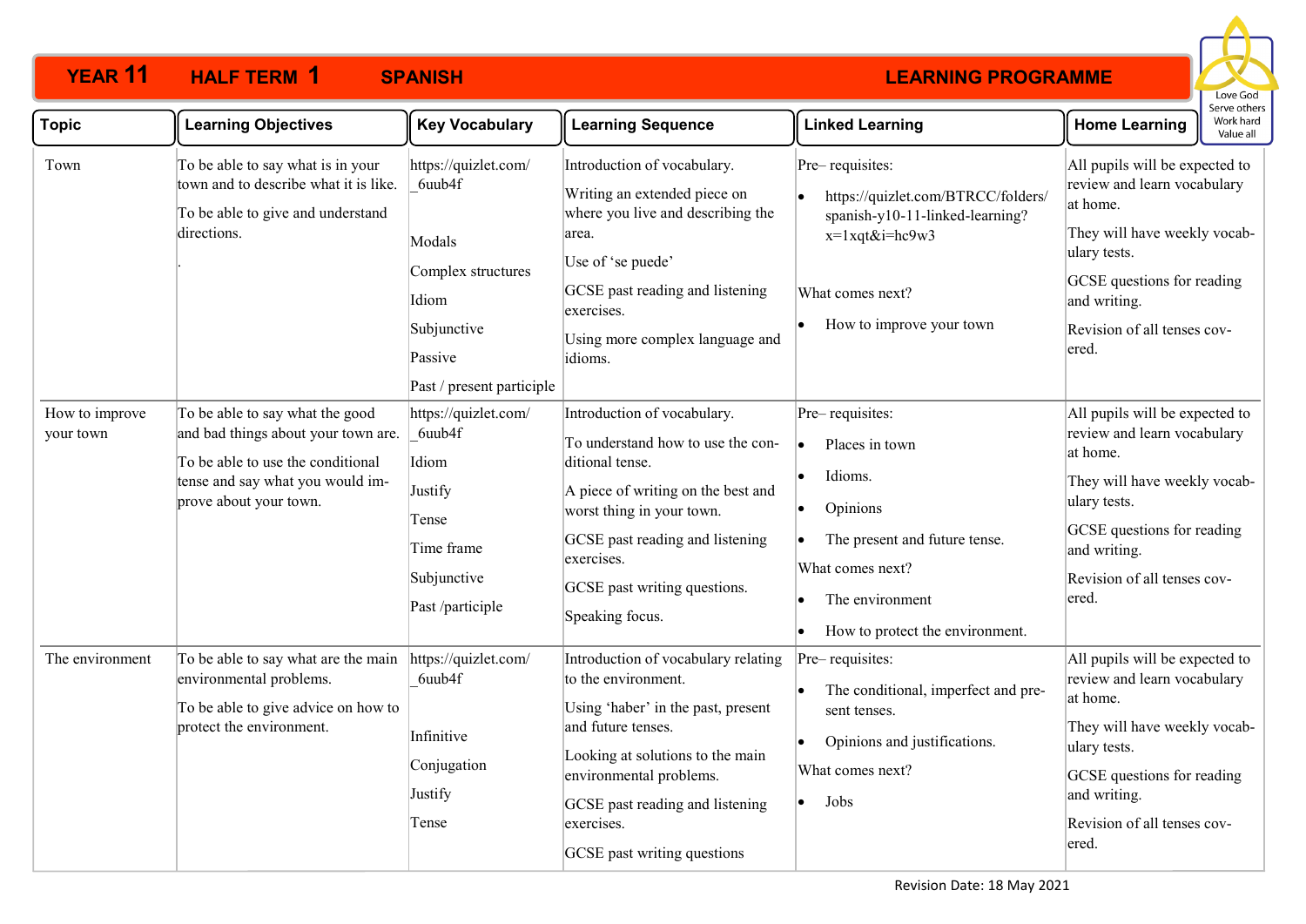# YEAR 11 HALF TERM 1 SPANISH LEARNING PROGRAMME

Love God
Serve others
Work hard
Value all

| Topic | Learning Objectives | Key Vocabulary | Learning Sequence | Linked Learning | Home Learning |
|---|---|---|---|---|---|
| Town | To be able to say what is in your town and to describe what it is like.<br><br>To be able to give and understand directions.<br><br>. | https://quizlet.com/_6uub4f<br><br>Modals<br><br>Complex structures<br><br>Idiom<br><br>Subjunctive<br><br>Passive<br><br>Past / present participle | Introduction of vocabulary.<br><br>Writing an extended piece on where you live and describing the area.<br><br>Use of 'se puede'<br><br>GCSE past reading and listening exercises.<br><br>Using more complex language and idioms. | Pre– requisites:<br><br>• https://quizlet.com/BTRCC/folders/spanish-y10-11-linked-learning?x=1xqt&i=hc9w3<br><br>What comes next?<br><br>• How to improve your town | All pupils will be expected to review and learn vocabulary at home.<br><br>They will have weekly vocabulary tests.<br><br>GCSE questions for reading and writing.<br><br>Revision of all tenses covered. |
| How to improve your town | To be able to say what the good and bad things about your town are.<br><br>To be able to use the conditional tense and say what you would improve about your town. | https://quizlet.com/_6uub4f<br><br>Idiom<br><br>Justify<br><br>Tense<br><br>Time frame<br><br>Subjunctive<br><br>Past /participle | Introduction of vocabulary.<br><br>To understand how to use the conditional tense.<br><br>A piece of writing on the best and worst thing in your town.<br><br>GCSE past reading and listening exercises.<br><br>GCSE past writing questions.<br><br>Speaking focus. | Pre– requisites:<br><br>• Places in town<br><br>• Idioms.<br><br>• Opinions<br><br>• The present and future tense.<br><br>What comes next?<br><br>• The environment<br><br>• How to protect the environment. | All pupils will be expected to review and learn vocabulary at home.<br><br>They will have weekly vocabulary tests.<br><br>GCSE questions for reading and writing.<br><br>Revision of all tenses covered. |
| The environment | To be able to say what are the main environmental problems.<br><br>To be able to give advice on how to protect the environment. | https://quizlet.com/_6uub4f<br><br>Infinitive<br><br>Conjugation<br><br>Justify<br><br>Tense | Introduction of vocabulary relating to the environment.<br><br>Using 'haber' in the past, present and future tenses.<br><br>Looking at solutions to the main environmental problems.<br><br>GCSE past reading and listening exercises.<br><br>GCSE past writing questions | Pre– requisites:<br><br>• The conditional, imperfect and present tenses.<br><br>• Opinions and justifications.<br><br>What comes next?<br><br>• Jobs | All pupils will be expected to review and learn vocabulary at home.<br><br>They will have weekly vocabulary tests.<br><br>GCSE questions for reading and writing.<br><br>Revision of all tenses covered. |

Revision Date: 18 May 2021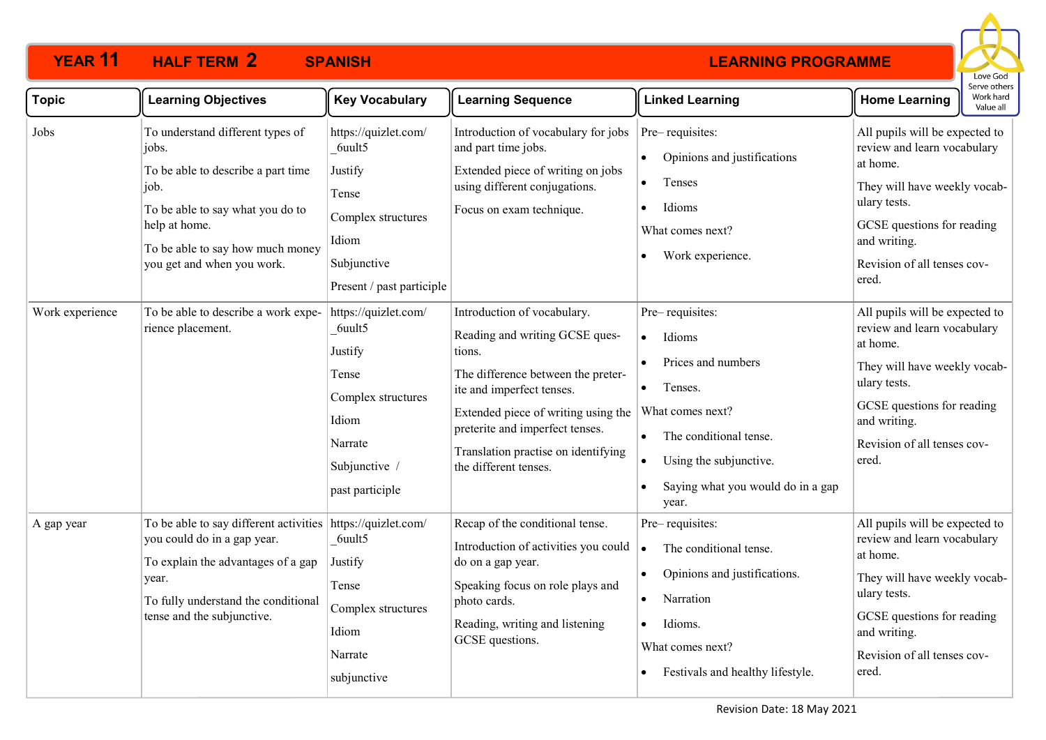# YEAR 11 HALF TERM 2 SPANISH LEARNING PROGRAMME

Love God
Serve others
Work hard
Value all

| Topic | Learning Objectives | Key Vocabulary | Learning Sequence | Linked Learning | Home Learning |
|---|---|---|---|---|---|
| Jobs | To understand different types of jobs.<br><br>To be able to describe a part time job.<br><br>To be able to say what you do to help at home.<br><br>To be able to say how much money you get and when you work. | https://quizlet.com/_6uult5<br><br>Justify<br><br>Tense<br><br>Complex structures<br><br>Idiom<br><br>Subjunctive<br><br>Present / past participle | Introduction of vocabulary for jobs and part time jobs.<br><br>Extended piece of writing on jobs using different conjugations.<br><br>Focus on exam technique. | Pre– requisites:<br>• Opinions and justifications<br>• Tenses<br>• Idioms<br><br>What comes next?<br>• Work experience. | All pupils will be expected to review and learn vocabulary at home.<br><br>They will have weekly vocabulary tests.<br><br>GCSE questions for reading and writing.<br><br>Revision of all tenses covered. |
| Work experience | To be able to describe a work experience placement. | https://quizlet.com/_6uult5<br><br>Justify<br><br>Tense<br><br>Complex structures<br><br>Idiom<br><br>Narrate<br><br>Subjunctive /<br><br>past participle | Introduction of vocabulary.<br><br>Reading and writing GCSE questions.<br><br>The difference between the preterite and imperfect tenses.<br><br>Extended piece of writing using the preterite and imperfect tenses.<br><br>Translation practise on identifying the different tenses. | Pre– requisites:<br>• Idioms<br>• Prices and numbers<br>• Tenses.<br><br>What comes next?<br>• The conditional tense.<br>• Using the subjunctive.<br>• Saying what you would do in a gap year. | All pupils will be expected to review and learn vocabulary at home.<br><br>They will have weekly vocabulary tests.<br><br>GCSE questions for reading and writing.<br><br>Revision of all tenses covered. |
| A gap year | To be able to say different activities you could do in a gap year.<br><br>To explain the advantages of a gap year.<br><br>To fully understand the conditional tense and the subjunctive. | https://quizlet.com/_6uult5<br><br>Justify<br><br>Tense<br><br>Complex structures<br><br>Idiom<br><br>Narrate<br><br>subjunctive | Recap of the conditional tense.<br><br>Introduction of activities you could do on a gap year.<br><br>Speaking focus on role plays and photo cards.<br><br>Reading, writing and listening GCSE questions. | Pre– requisites:<br>• The conditional tense.<br>• Opinions and justifications.<br>• Narration<br>• Idioms.<br><br>What comes next?<br>• Festivals and healthy lifestyle. | All pupils will be expected to review and learn vocabulary at home.<br><br>They will have weekly vocabulary tests.<br><br>GCSE questions for reading and writing.<br><br>Revision of all tenses covered. |

Revision Date: 18 May 2021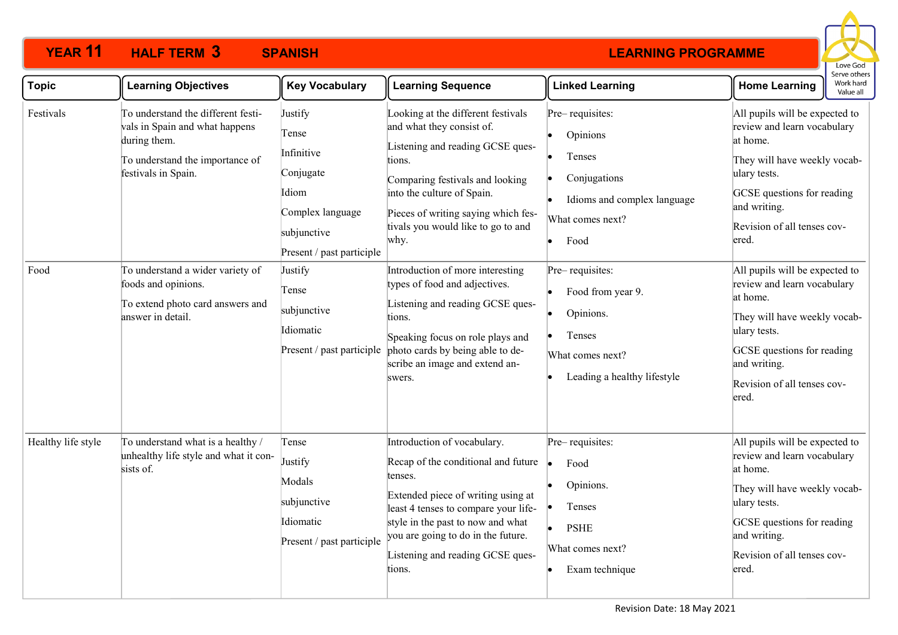# YEAR 11 HALF TERM 3 SPANISH LEARNING PROGRAMME

Love God
Serve others
Work hard
Value all

| Topic | Learning Objectives | Key Vocabulary | Learning Sequence | Linked Learning | Home Learning |
|---|---|---|---|---|---|
| Festivals | To understand the different festivals in Spain and what happens during them.<br><br>To understand the importance of festivals in Spain. | Justify<br>Tense<br>Infinitive<br>Conjugate<br>Idiom<br>Complex language<br>subjunctive<br>Present / past participle | Looking at the different festivals and what they consist of.<br><br>Listening and reading GCSE questions.<br><br>Comparing festivals and looking into the culture of Spain.<br><br>Pieces of writing saying which festivals you would like to go to and why. | Pre– requisites:<br>• Opinions<br>• Tenses<br>• Conjugations<br>• Idioms and complex language<br>What comes next?<br>• Food | All pupils will be expected to review and learn vocabulary at home.<br><br>They will have weekly vocabulary tests.<br><br>GCSE questions for reading and writing.<br><br>Revision of all tenses covered. |
| Food | To understand a wider variety of foods and opinions.<br><br>To extend photo card answers and answer in detail. | Justify<br>Tense<br>subjunctive<br>Idiomatic<br>Present / past participle | Introduction of more interesting types of food and adjectives.<br><br>Listening and reading GCSE questions.<br><br>Speaking focus on role plays and photo cards by being able to describe an image and extend answers. | Pre– requisites:<br>• Food from year 9.<br>• Opinions.<br>• Tenses<br>What comes next?<br>• Leading a healthy lifestyle | All pupils will be expected to review and learn vocabulary at home.<br><br>They will have weekly vocabulary tests.<br><br>GCSE questions for reading and writing.<br><br>Revision of all tenses covered. |
| Healthy life style | To understand what is a healthy / unhealthy life style and what it consists of. | Tense<br>Justify<br>Modals<br>subjunctive<br>Idiomatic<br>Present / past participle | Introduction of vocabulary.<br><br>Recap of the conditional and future tenses.<br><br>Extended piece of writing using at least 4 tenses to compare your lifestyle in the past to now and what you are going to do in the future.<br><br>Listening and reading GCSE questions. | Pre– requisites:<br>• Food<br>• Opinions.<br>• Tenses<br>• PSHE<br>What comes next?<br>• Exam technique | All pupils will be expected to review and learn vocabulary at home.<br><br>They will have weekly vocabulary tests.<br><br>GCSE questions for reading and writing.<br><br>Revision of all tenses covered. |

Revision Date: 18 May 2021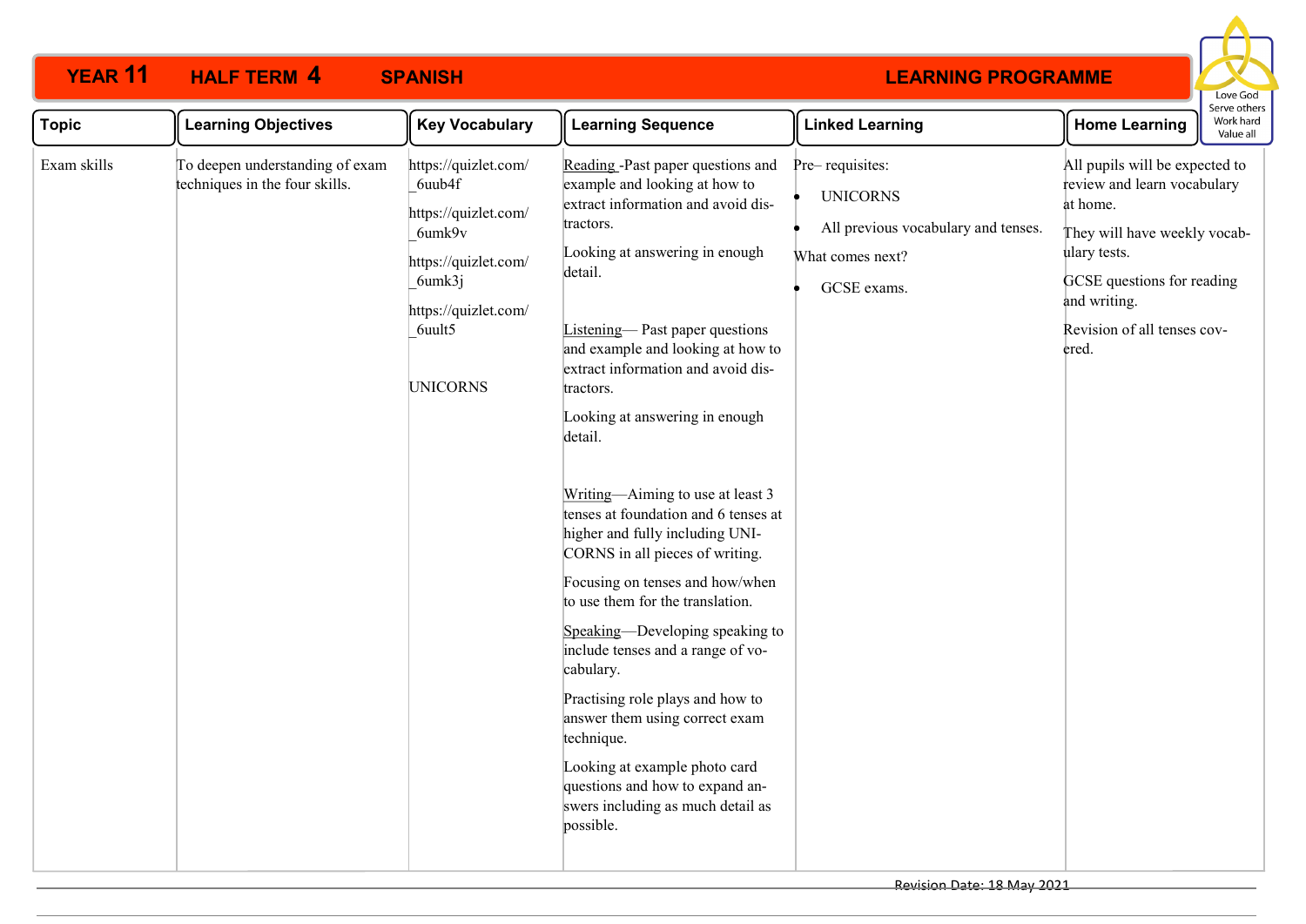# YEAR 11 HALF TERM 4 SPANISH LEARNING PROGRAMME

Love God
Serve others
Work hard
Value all

| Topic | Learning Objectives | Key Vocabulary | Learning Sequence | Linked Learning | Home Learning |
|---|---|---|---|---|---|
| Exam skills | To deepen understanding of exam techniques in the four skills. | https://quizlet.com/_6uub4f<br><br>https://quizlet.com/_6umk9v<br><br>https://quizlet.com/_6umk3j<br><br>https://quizlet.com/_6uult5<br><br>UNICORNS | Reading -Past paper questions and example and looking at how to extract information and avoid distractors.<br><br>Looking at answering in enough detail.<br><br>Listening— Past paper questions and example and looking at how to extract information and avoid distractors.<br><br>Looking at answering in enough detail.<br><br>Writing—Aiming to use at least 3 tenses at foundation and 6 tenses at higher and fully including UNICORNS in all pieces of writing.<br><br>Focusing on tenses and how/when to use them for the translation.<br><br>Speaking—Developing speaking to include tenses and a range of vocabulary.<br><br>Practising role plays and how to answer them using correct exam technique.<br><br>Looking at example photo card questions and how to expand answers including as much detail as possible. | Pre– requisites:<br>• UNICORNS<br>• All previous vocabulary and tenses.<br><br>What comes next?<br>• GCSE exams. | All pupils will be expected to review and learn vocabulary at home.<br><br>They will have weekly vocabulary tests.<br><br>GCSE questions for reading and writing.<br><br>Revision of all tenses covered. |

Revision Date: 18 May 2021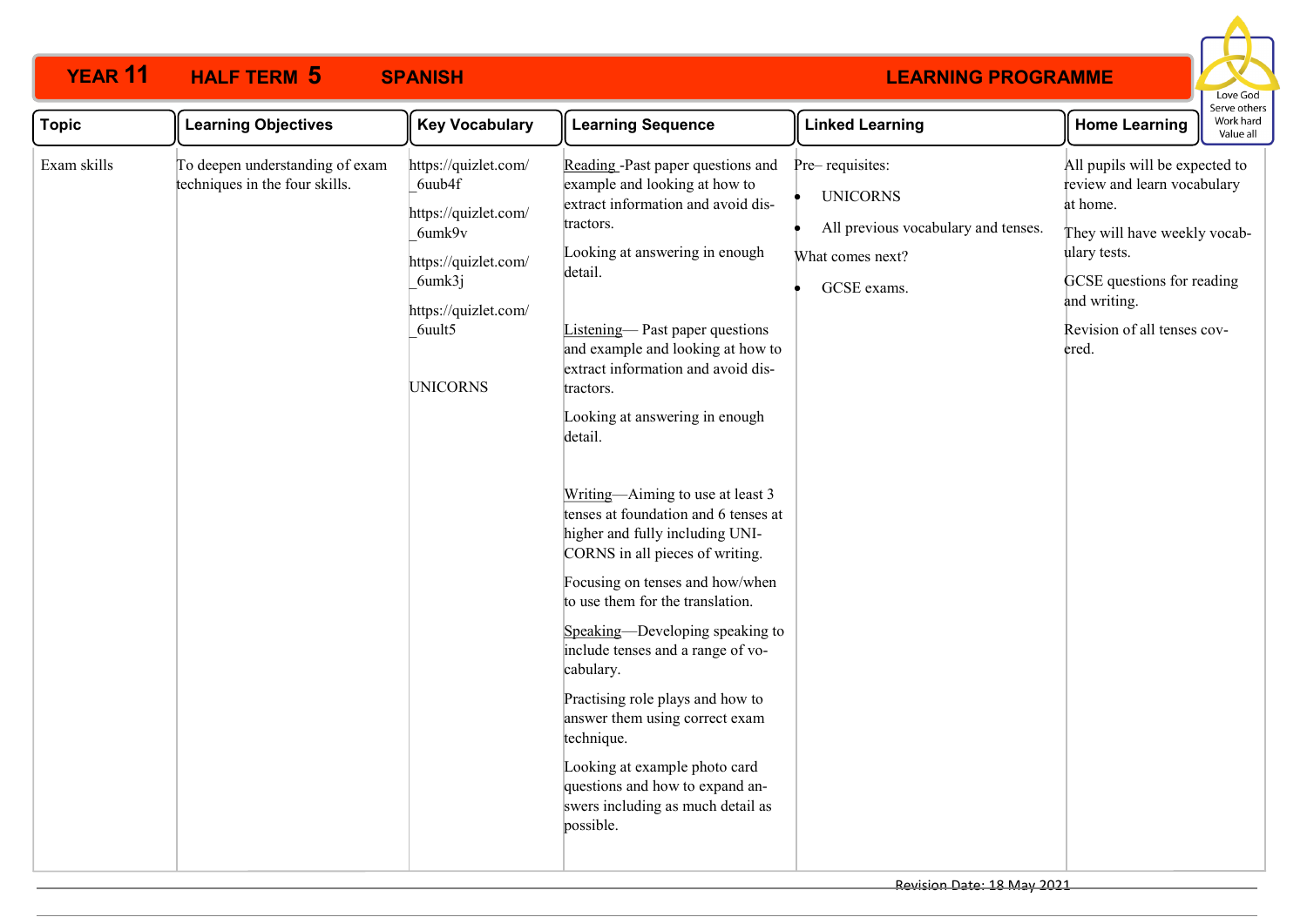# YEAR 11 HALF TERM 5 SPANISH LEARNING PROGRAMME

Love God
Serve others
Work hard
Value all

| Topic | Learning Objectives | Key Vocabulary | Learning Sequence | Linked Learning | Home Learning |
|---|---|---|---|---|---|
| Exam skills | To deepen understanding of exam techniques in the four skills. | https://quizlet.com/_6uub4f<br><br>https://quizlet.com/_6umk9v<br><br>https://quizlet.com/_6umk3j<br><br>https://quizlet.com/_6uult5<br><br>UNICORNS | Reading -Past paper questions and example and looking at how to extract information and avoid distractors.<br><br>Looking at answering in enough detail.<br><br>Listening— Past paper questions and example and looking at how to extract information and avoid distractors.<br><br>Looking at answering in enough detail.<br><br>Writing—Aiming to use at least 3 tenses at foundation and 6 tenses at higher and fully including UNICORNS in all pieces of writing.<br><br>Focusing on tenses and how/when to use them for the translation.<br><br>Speaking—Developing speaking to include tenses and a range of vocabulary.<br><br>Practising role plays and how to answer them using correct exam technique.<br><br>Looking at example photo card questions and how to expand answers including as much detail as possible. | Pre– requisites:<br>• UNICORNS<br>• All previous vocabulary and tenses.<br><br>What comes next?<br>• GCSE exams. | All pupils will be expected to review and learn vocabulary at home.<br><br>They will have weekly vocabulary tests.<br><br>GCSE questions for reading and writing.<br><br>Revision of all tenses covered. |

Revision Date: 18 May 2021